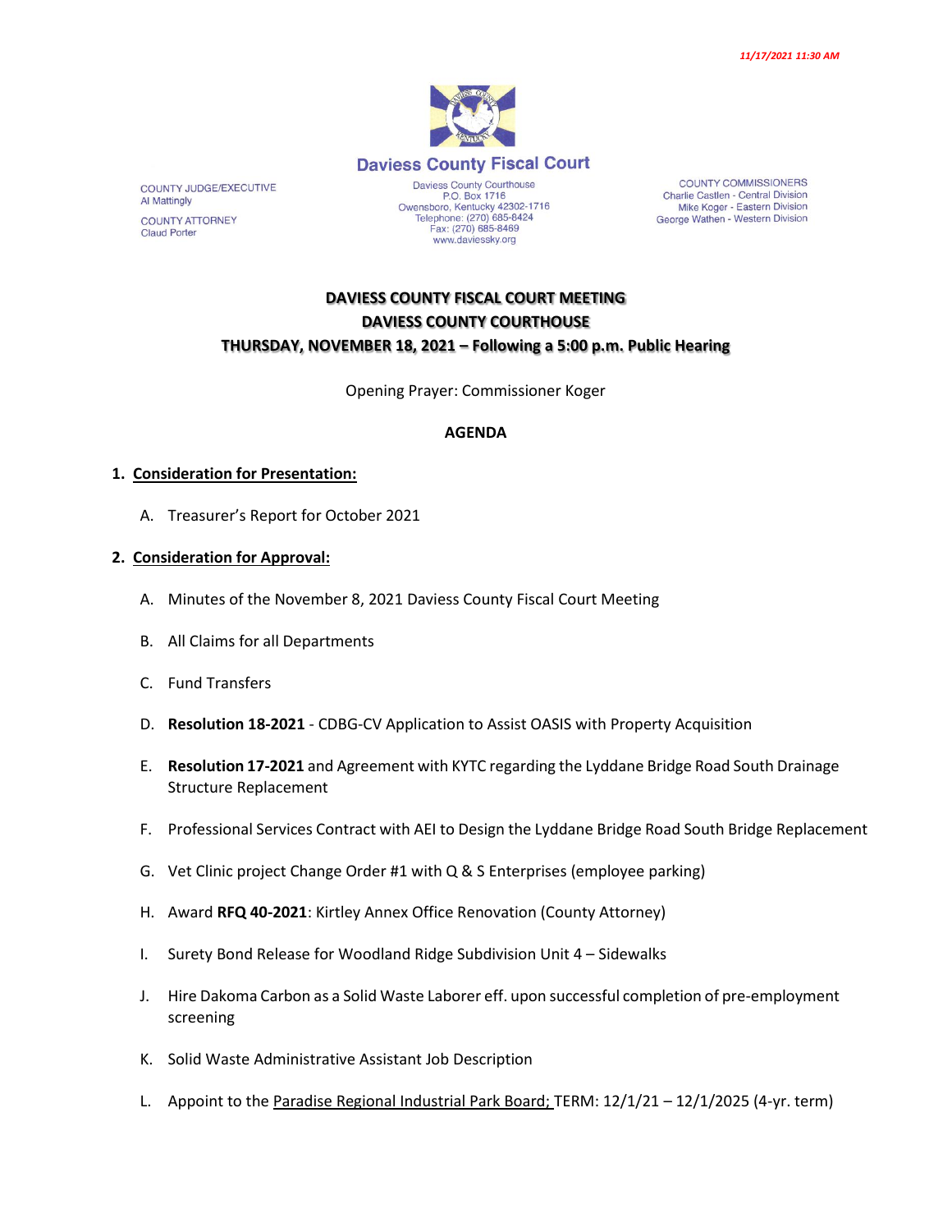*11/17/2021 11:30 AM*

## Daviess County Fiscal Court

COUNTY JUDGE/EXECUTIVE
Al Mattingly

COUNTY ATTORNEY
Claud Porter

Daviess County Courthouse
P.O. Box 1716
Owensboro, Kentucky 42302-1716
Telephone: (270) 685-8424
Fax: (270) 685-8469
www.daviessky.org

COUNTY COMMISSIONERS
Charlie Castlen - Central Division
Mike Koger - Eastern Division
George Wathen - Western Division

**DAVIESS COUNTY FISCAL COURT MEETING**
**DAVIESS COUNTY COURTHOUSE**
**THURSDAY, NOVEMBER 18, 2021 – Following a 5:00 p.m. Public Hearing**

Opening Prayer: Commissioner Koger

**AGENDA**

1. **Consideration for Presentation:**

   A. Treasurer's Report for October 2021

2. **Consideration for Approval:**

   A. Minutes of the November 8, 2021 Daviess County Fiscal Court Meeting

   B. All Claims for all Departments

   C. Fund Transfers

   D. **Resolution 18-2021** - CDBG-CV Application to Assist OASIS with Property Acquisition

   E. **Resolution 17-2021** and Agreement with KYTC regarding the Lyddane Bridge Road South Drainage Structure Replacement

   F. Professional Services Contract with AEI to Design the Lyddane Bridge Road South Bridge Replacement

   G. Vet Clinic project Change Order #1 with Q & S Enterprises (employee parking)

   H. Award **RFQ 40-2021**: Kirtley Annex Office Renovation (County Attorney)

   I. Surety Bond Release for Woodland Ridge Subdivision Unit 4 – Sidewalks

   J. Hire Dakoma Carbon as a Solid Waste Laborer eff. upon successful completion of pre-employment screening

   K. Solid Waste Administrative Assistant Job Description

   L. Appoint to the Paradise Regional Industrial Park Board; TERM: 12/1/21 – 12/1/2025 (4-yr. term)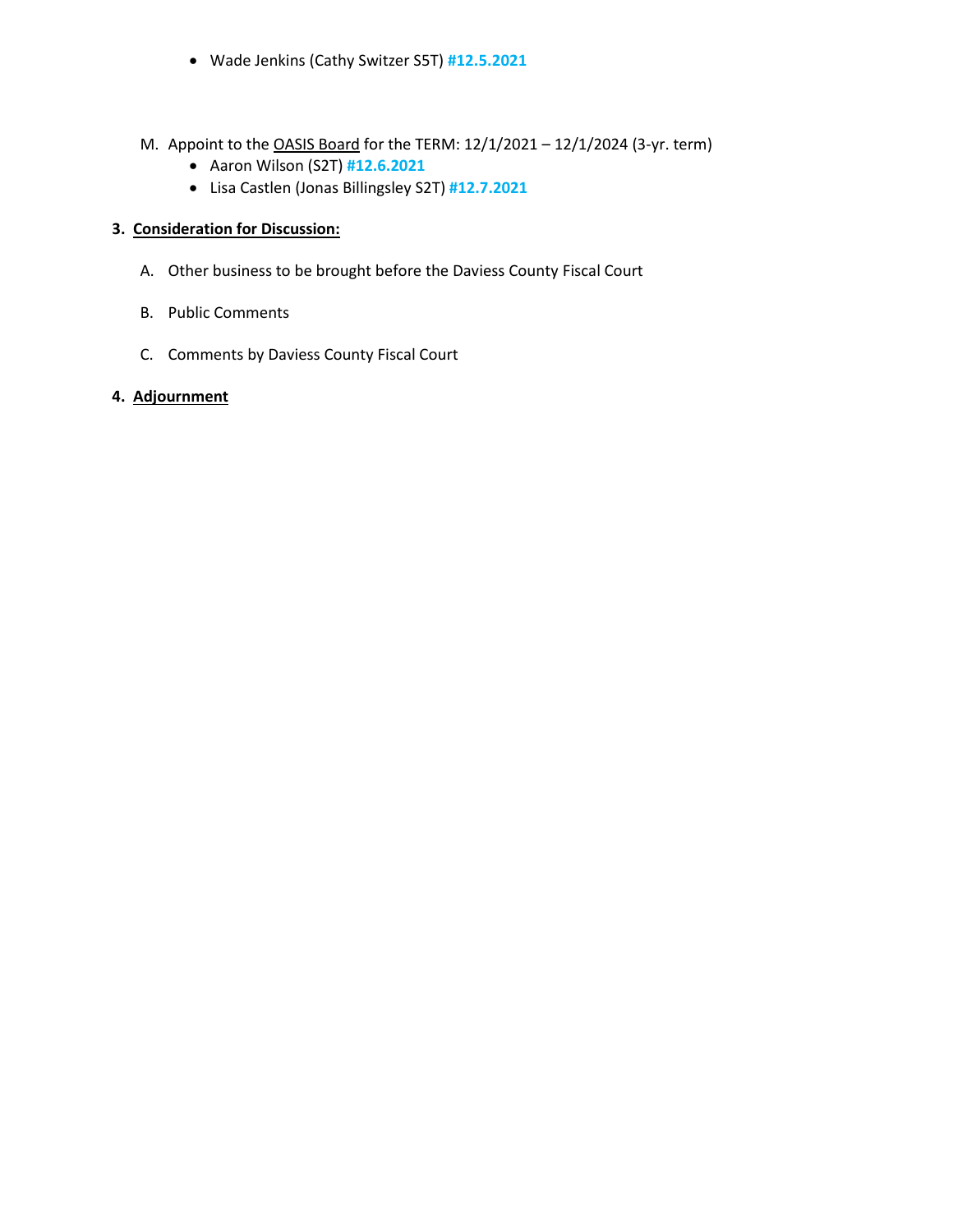- Wade Jenkins (Cathy Switzer S5T) **#12.5.2021**

M. Appoint to the OASIS Board for the TERM: 12/1/2021 – 12/1/2024 (3-yr. term)
   - Aaron Wilson (S2T) **#12.6.2021**
   - Lisa Castlen (Jonas Billingsley S2T) **#12.7.2021**

**3. Consideration for Discussion:**

A. Other business to be brought before the Daviess County Fiscal Court

B. Public Comments

C. Comments by Daviess County Fiscal Court

**4. Adjournment**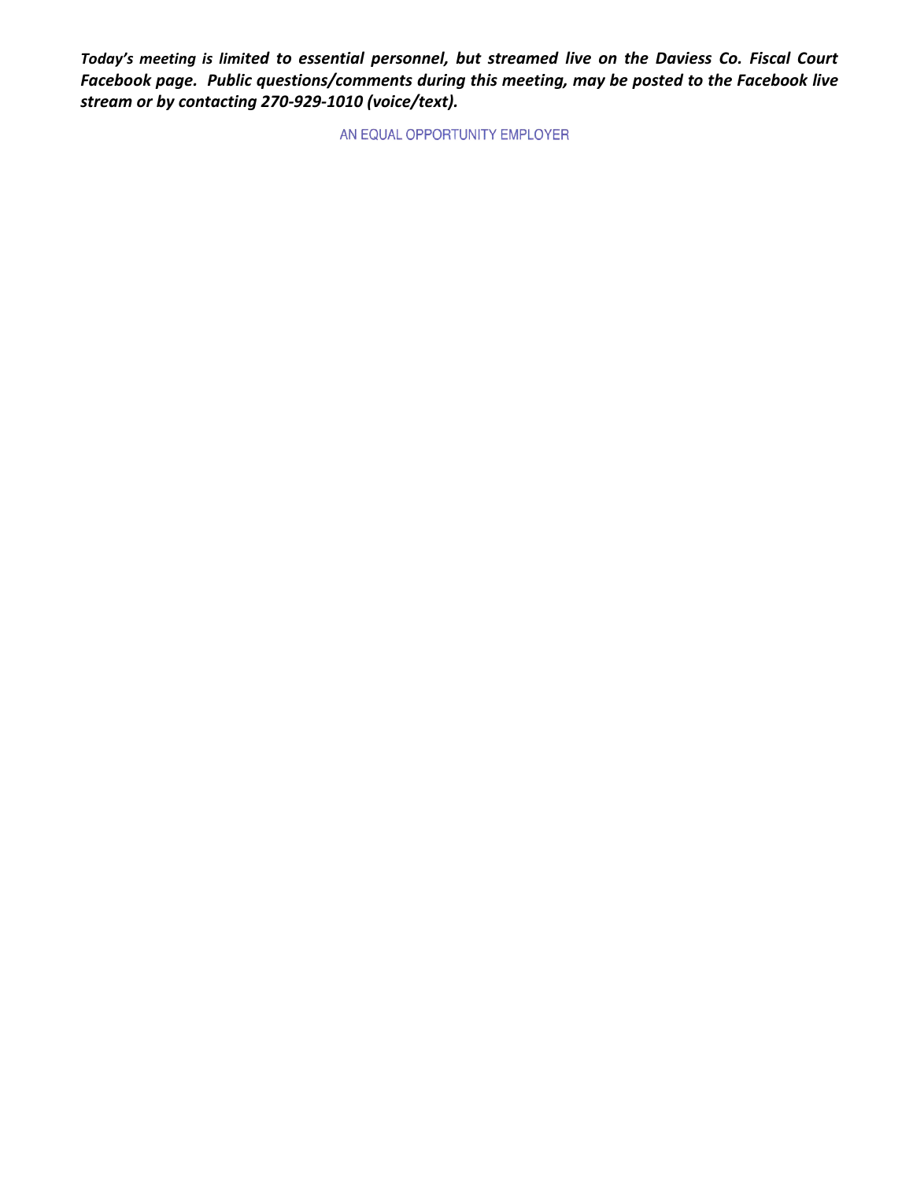***Today's meeting is limited to essential personnel, but streamed live on the Daviess Co. Fiscal Court Facebook page. Public questions/comments during this meeting, may be posted to the Facebook live stream or by contacting 270-929-1010 (voice/text).***

AN EQUAL OPPORTUNITY EMPLOYER